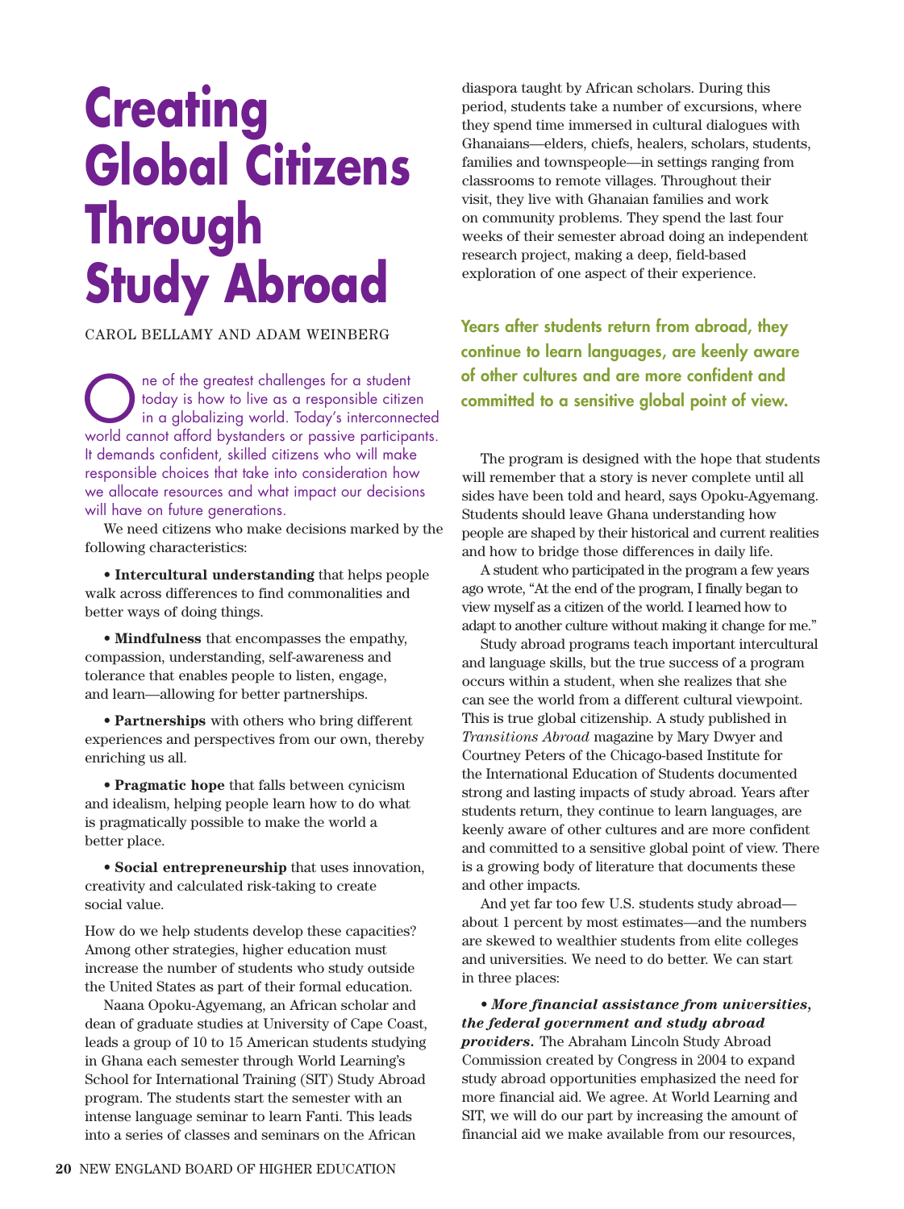# Creating Global Citizens Through Study Abroad

CAROL BELLAMY AND ADAM WEINBERG

One of the greatest challenges for a student today is how to live as a responsible citizen in a globalizing world. Today's interconnected world cannot afford bystanders or passive participants. It demands confident, skilled citizens who will make responsible choices that take into consideration how we allocate resources and what impact our decisions will have on future generations.

We need citizens who make decisions marked by the following characteristics:

- **Intercultural understanding** that helps people walk across differences to find commonalities and better ways of doing things.

- **Mindfulness** that encompasses the empathy, compassion, understanding, self-awareness and tolerance that enables people to listen, engage, and learn—allowing for better partnerships.

- **Partnerships** with others who bring different experiences and perspectives from our own, thereby enriching us all.

- **Pragmatic hope** that falls between cynicism and idealism, helping people learn how to do what is pragmatically possible to make the world a better place.

- **Social entrepreneurship** that uses innovation, creativity and calculated risk-taking to create social value.

How do we help students develop these capacities? Among other strategies, higher education must increase the number of students who study outside the United States as part of their formal education.

Naana Opoku-Agyemang, an African scholar and dean of graduate studies at University of Cape Coast, leads a group of 10 to 15 American students studying in Ghana each semester through World Learning's School for International Training (SIT) Study Abroad program. The students start the semester with an intense language seminar to learn Fanti. This leads into a series of classes and seminars on the African diaspora taught by African scholars. During this period, students take a number of excursions, where they spend time immersed in cultural dialogues with Ghanaians—elders, chiefs, healers, scholars, students, families and townspeople—in settings ranging from classrooms to remote villages. Throughout their visit, they live with Ghanaian families and work on community problems. They spend the last four weeks of their semester abroad doing an independent research project, making a deep, field-based exploration of one aspect of their experience.

**Years after students return from abroad, they continue to learn languages, are keenly aware of other cultures and are more confident and committed to a sensitive global point of view.**

The program is designed with the hope that students will remember that a story is never complete until all sides have been told and heard, says Opoku-Agyemang. Students should leave Ghana understanding how people are shaped by their historical and current realities and how to bridge those differences in daily life.

A student who participated in the program a few years ago wrote, "At the end of the program, I finally began to view myself as a citizen of the world. I learned how to adapt to another culture without making it change for me."

Study abroad programs teach important intercultural and language skills, but the true success of a program occurs within a student, when she realizes that she can see the world from a different cultural viewpoint. This is true global citizenship. A study published in *Transitions Abroad* magazine by Mary Dwyer and Courtney Peters of the Chicago-based Institute for the International Education of Students documented strong and lasting impacts of study abroad. Years after students return, they continue to learn languages, are keenly aware of other cultures and are more confident and committed to a sensitive global point of view. There is a growing body of literature that documents these and other impacts.

And yet far too few U.S. students study abroad—about 1 percent by most estimates—and the numbers are skewed to wealthier students from elite colleges and universities. We need to do better. We can start in three places:

- ***More financial assistance from universities, the federal government and study abroad providers.*** The Abraham Lincoln Study Abroad Commission created by Congress in 2004 to expand study abroad opportunities emphasized the need for more financial aid. We agree. At World Learning and SIT, we will do our part by increasing the amount of financial aid we make available from our resources,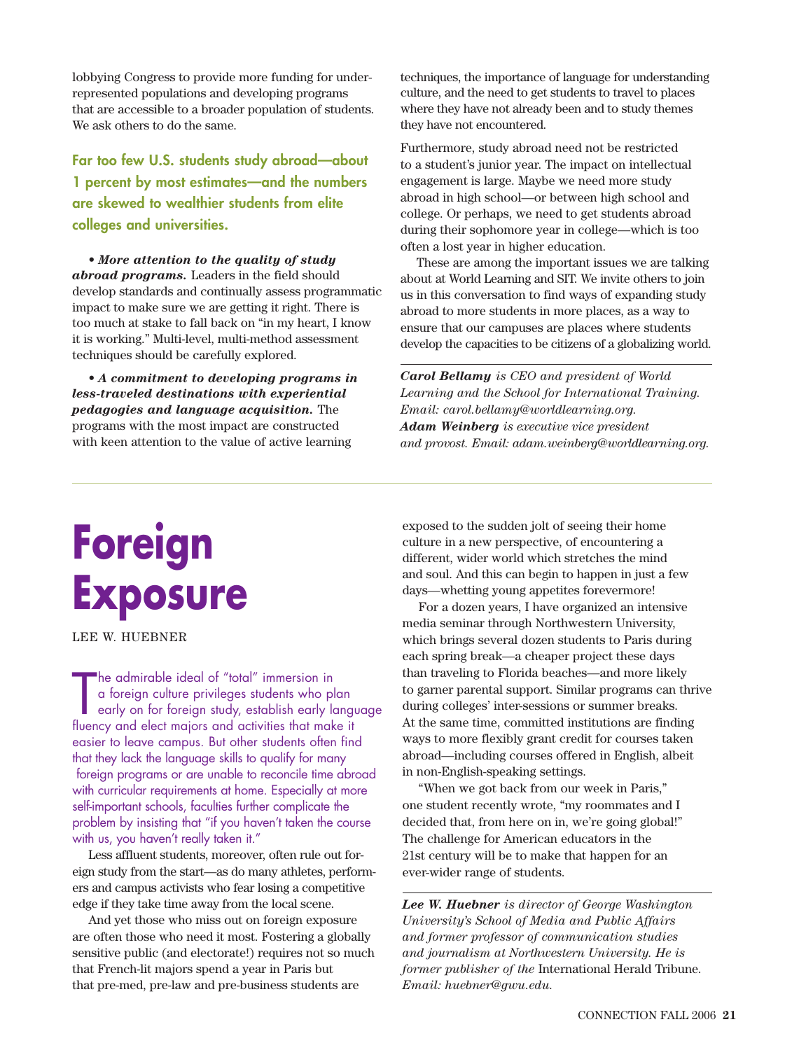lobbying Congress to provide more funding for underrepresented populations and developing programs that are accessible to a broader population of students. We ask others to do the same.

**Far too few U.S. students study abroad—about 1 percent by most estimates—and the numbers are skewed to wealthier students from elite colleges and universities.**

• ***More attention to the quality of study abroad programs.*** Leaders in the field should develop standards and continually assess programmatic impact to make sure we are getting it right. There is too much at stake to fall back on "in my heart, I know it is working." Multi-level, multi-method assessment techniques should be carefully explored.

• ***A commitment to developing programs in less-traveled destinations with experiential pedagogies and language acquisition.*** The programs with the most impact are constructed with keen attention to the value of active learning techniques, the importance of language for understanding culture, and the need to get students to travel to places where they have not already been and to study themes they have not encountered.

Furthermore, study abroad need not be restricted to a student's junior year. The impact on intellectual engagement is large. Maybe we need more study abroad in high school—or between high school and college. Or perhaps, we need to get students abroad during their sophomore year in college—which is too often a lost year in higher education.

These are among the important issues we are talking about at World Learning and SIT. We invite others to join us in this conversation to find ways of expanding study abroad to more students in more places, as a way to ensure that our campuses are places where students develop the capacities to be citizens of a globalizing world.

***Carol Bellamy*** *is CEO and president of World Learning and the School for International Training. Email: carol.bellamy@worldlearning.org.*
***Adam Weinberg*** *is executive vice president and provost. Email: adam.weinberg@worldlearning.org.*

# Foreign Exposure

LEE W. HUEBNER

The admirable ideal of "total" immersion in a foreign culture privileges students who plan early on for foreign study, establish early language fluency and elect majors and activities that make it easier to leave campus. But other students often find that they lack the language skills to qualify for many foreign programs or are unable to reconcile time abroad with curricular requirements at home. Especially at more self-important schools, faculties further complicate the problem by insisting that "if you haven't taken the course with us, you haven't really taken it."

Less affluent students, moreover, often rule out foreign study from the start—as do many athletes, performers and campus activists who fear losing a competitive edge if they take time away from the local scene.

And yet those who miss out on foreign exposure are often those who need it most. Fostering a globally sensitive public (and electorate!) requires not so much that French-lit majors spend a year in Paris but that pre-med, pre-law and pre-business students are exposed to the sudden jolt of seeing their home culture in a new perspective, of encountering a different, wider world which stretches the mind and soul. And this can begin to happen in just a few days—whetting young appetites forevermore!

For a dozen years, I have organized an intensive media seminar through Northwestern University, which brings several dozen students to Paris during each spring break—a cheaper project these days than traveling to Florida beaches—and more likely to garner parental support. Similar programs can thrive during colleges' inter-sessions or summer breaks. At the same time, committed institutions are finding ways to more flexibly grant credit for courses taken abroad—including courses offered in English, albeit in non-English-speaking settings.

"When we got back from our week in Paris," one student recently wrote, "my roommates and I decided that, from here on in, we're going global!" The challenge for American educators in the 21st century will be to make that happen for an ever-wider range of students.

***Lee W. Huebner*** *is director of George Washington University's School of Media and Public Affairs and former professor of communication studies and journalism at Northwestern University. He is former publisher of the* International Herald Tribune. *Email: huebner@gwu.edu.*